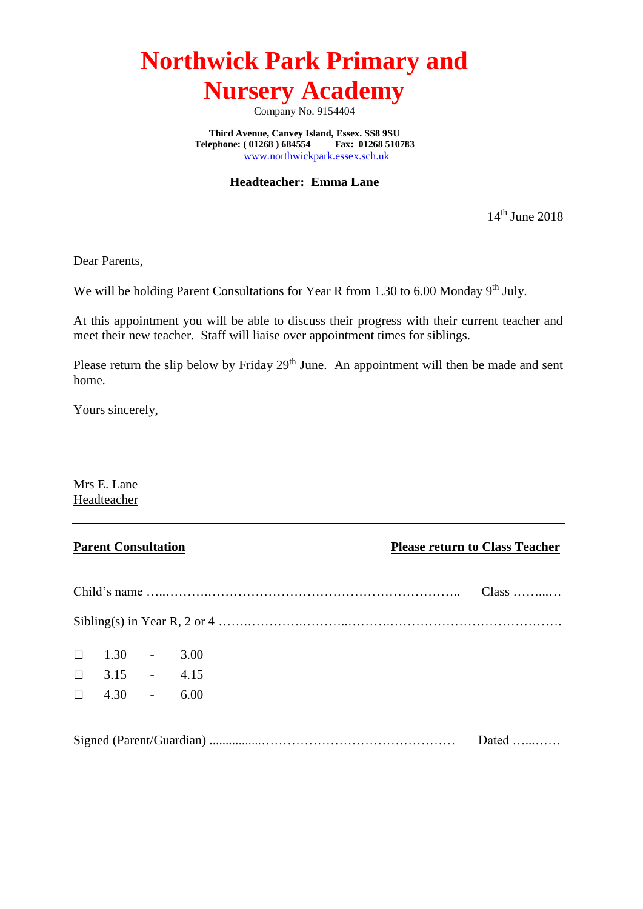# Northwick Park Primary and Nursery Academy

Company No. 9154404

**Third Avenue, Canvey Island, Essex. SS8 9SU**
**Telephone: ( 01268 ) 684554 Fax: 01268 510783**
www.northwickpark.essex.sch.uk

**Headteacher: Emma Lane**

14th June 2018

Dear Parents,

We will be holding Parent Consultations for Year R from 1.30 to 6.00 Monday 9th July.

At this appointment you will be able to discuss their progress with their current teacher and meet their new teacher. Staff will liaise over appointment times for siblings.

Please return the slip below by Friday 29th June. An appointment will then be made and sent home.

Yours sincerely,

Mrs E. Lane
Headteacher

---

**Parent Consultation** **Please return to Class Teacher**

Child's name …...……….……………………………………………….. Class ……...…

Sibling(s) in Year R, 2 or 4 …….………….………..……….………………………………….

☐ 1.30 - 3.00
☐ 3.15 - 4.15
☐ 4.30 - 6.00

Signed (Parent/Guardian) ...............……………………………………… Dated …...……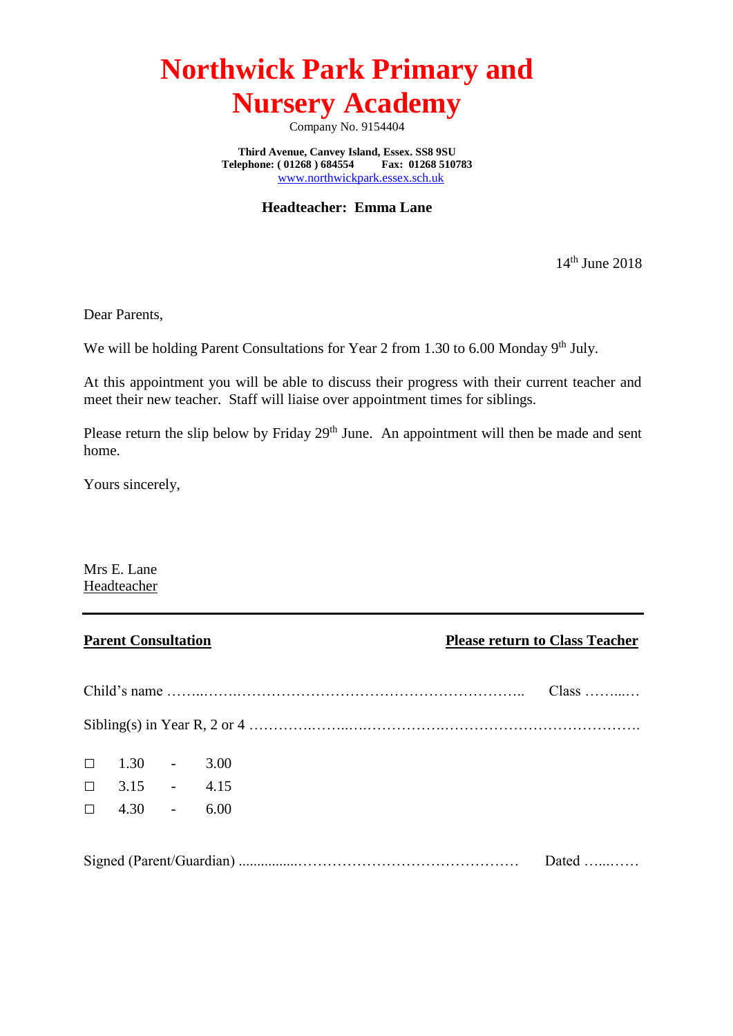# Northwick Park Primary and Nursery Academy

Company No. 9154404

**Third Avenue, Canvey Island, Essex. SS8 9SU**
**Telephone: ( 01268 ) 684554 Fax: 01268 510783**
www.northwickpark.essex.sch.uk

**Headteacher: Emma Lane**

14th June 2018

Dear Parents,

We will be holding Parent Consultations for Year 2 from 1.30 to 6.00 Monday 9th July.

At this appointment you will be able to discuss their progress with their current teacher and meet their new teacher. Staff will liaise over appointment times for siblings.

Please return the slip below by Friday 29th June. An appointment will then be made and sent home.

Yours sincerely,

Mrs E. Lane
Headteacher

---

**Parent Consultation** **Please return to Class Teacher**

Child's name ……..……..…………………………………………………….. Class ……...…

Sibling(s) in Year R, 2 or 4 …………..……..…..…………….…………………………………

☐ 1.30 - 3.00
☐ 3.15 - 4.15
☐ 4.30 - 6.00

Signed (Parent/Guardian) ................……………………………………… Dated …...……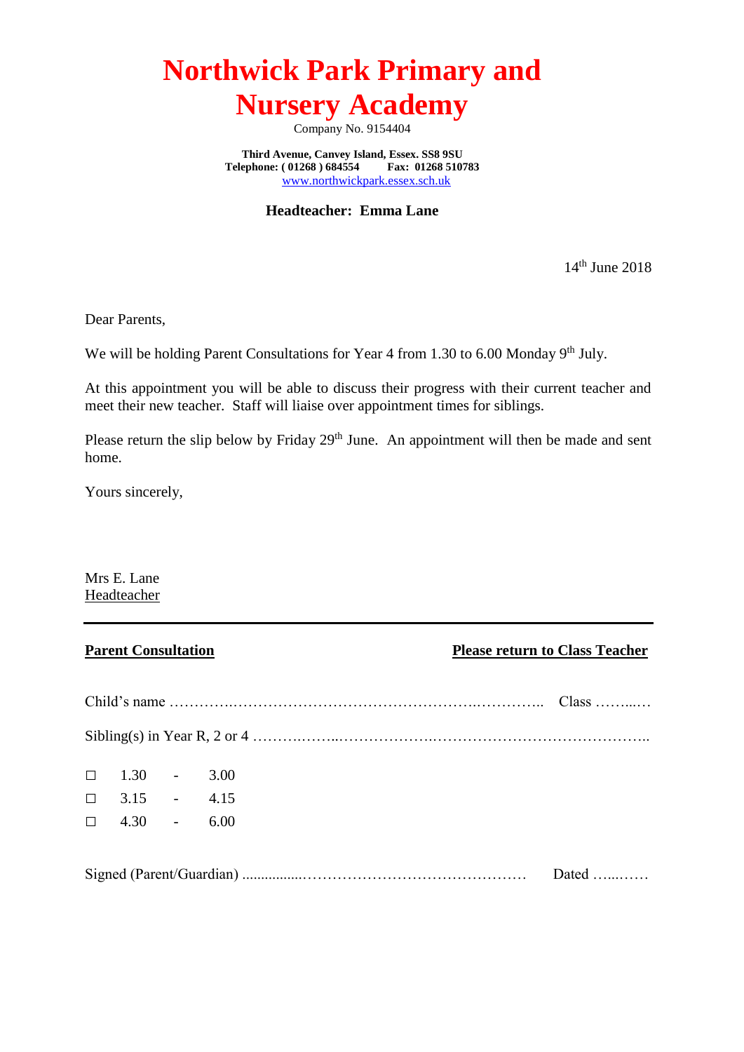# Northwick Park Primary and Nursery Academy

Company No. 9154404

**Third Avenue, Canvey Island, Essex. SS8 9SU**
**Telephone: ( 01268 ) 684554    Fax: 01268 510783**
www.northwickpark.essex.sch.uk

**Headteacher: Emma Lane**

14th June 2018

Dear Parents,

We will be holding Parent Consultations for Year 4 from 1.30 to 6.00 Monday 9th July.

At this appointment you will be able to discuss their progress with their current teacher and meet their new teacher. Staff will liaise over appointment times for siblings.

Please return the slip below by Friday 29th June. An appointment will then be made and sent home.

Yours sincerely,

Mrs E. Lane
Headteacher

---

**Parent Consultation**    **Please return to Class Teacher**

Child's name ………………………………………………………………………….. Class ……...…

Sibling(s) in Year R, 2 or 4 ……………..………………………………………………………..

☐ 1.30 - 3.00

☐ 3.15 - 4.15

☐ 4.30 - 6.00

Signed (Parent/Guardian) ................……………………………………… Dated …...……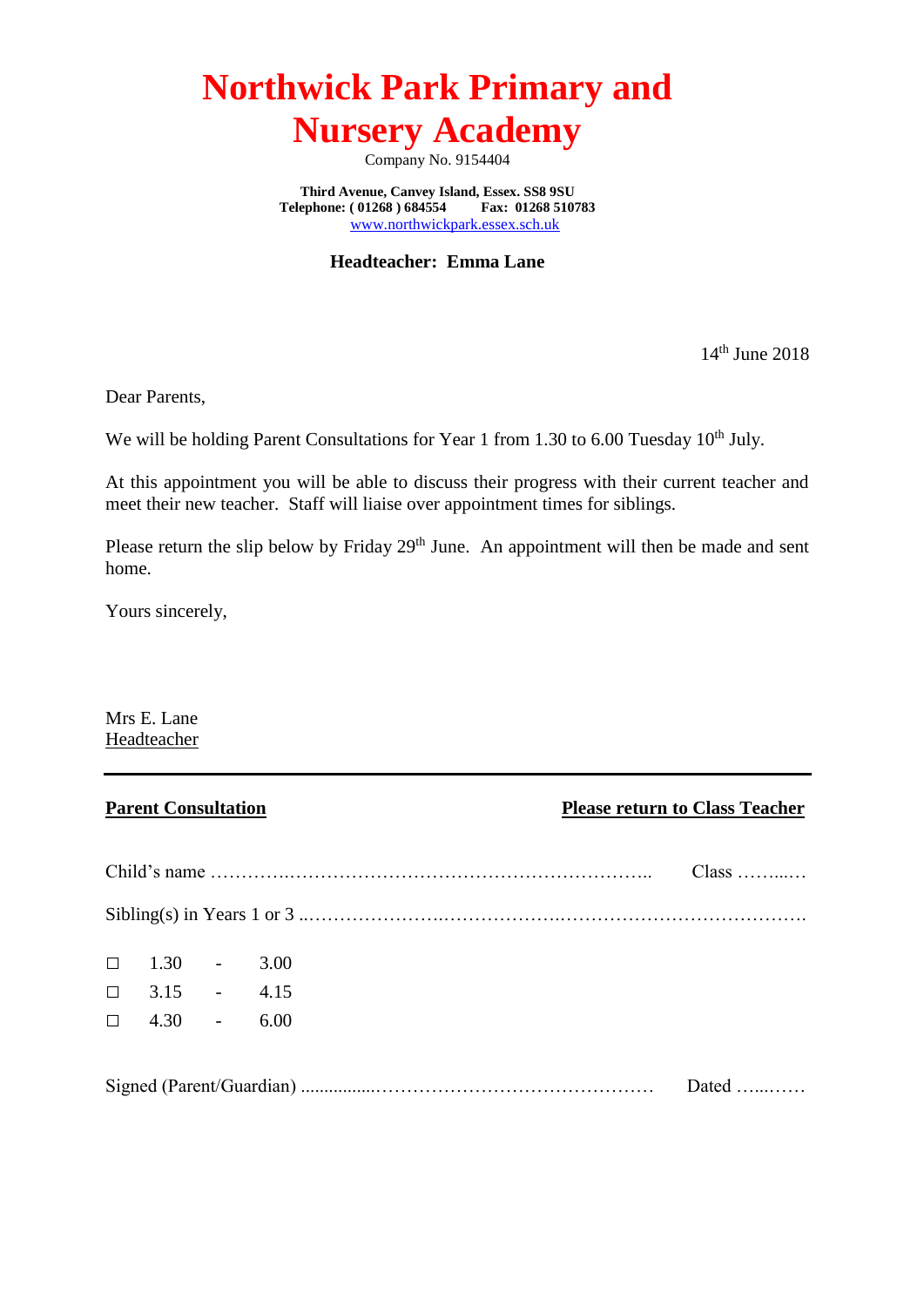# Northwick Park Primary and Nursery Academy

Company No. 9154404

**Third Avenue, Canvey Island, Essex. SS8 9SU**
**Telephone: ( 01268 ) 684554 Fax: 01268 510783**
www.northwickpark.essex.sch.uk

**Headteacher: Emma Lane**

14th June 2018

Dear Parents,

We will be holding Parent Consultations for Year 1 from 1.30 to 6.00 Tuesday 10th July.

At this appointment you will be able to discuss their progress with their current teacher and meet their new teacher. Staff will liaise over appointment times for siblings.

Please return the slip below by Friday 29th June. An appointment will then be made and sent home.

Yours sincerely,

Mrs E. Lane
Headteacher

---

**Parent Consultation** **Please return to Class Teacher**

Child's name ……………………………………………………………….. Class ………..…

Sibling(s) in Years 1 or 3 ..………………….……………….………………………………….

☐ 1.30 - 3.00
☐ 3.15 - 4.15
☐ 4.30 - 6.00

Signed (Parent/Guardian) ...............…………………………………… Dated …...……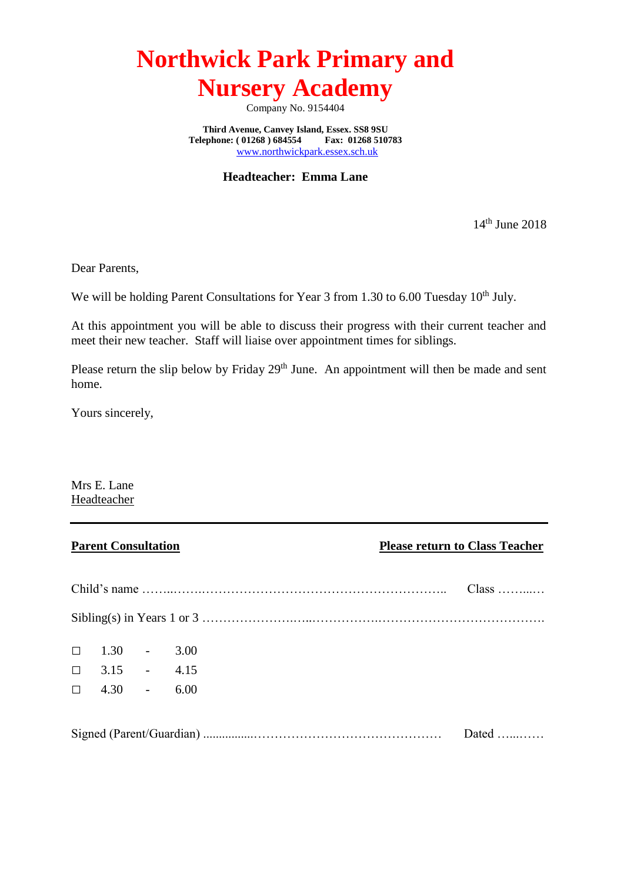# Northwick Park Primary and Nursery Academy

Company No. 9154404

**Third Avenue, Canvey Island, Essex. SS8 9SU**
**Telephone: ( 01268 ) 684554 Fax: 01268 510783**
www.northwickpark.essex.sch.uk

**Headteacher: Emma Lane**

14th June 2018

Dear Parents,

We will be holding Parent Consultations for Year 3 from 1.30 to 6.00 Tuesday 10th July.

At this appointment you will be able to discuss their progress with their current teacher and meet their new teacher. Staff will liaise over appointment times for siblings.

Please return the slip below by Friday 29th June. An appointment will then be made and sent home.

Yours sincerely,

Mrs E. Lane
Headteacher

---

**Parent Consultation** **Please return to Class Teacher**

Child's name ……..…….…………………………………………………….. Class ……...…

Sibling(s) in Years 1 or 3 ……………………..…...…………….………………………………….

☐ 1.30 - 3.00
☐ 3.15 - 4.15
☐ 4.30 - 6.00

Signed (Parent/Guardian) ................……………………………………… Dated …....……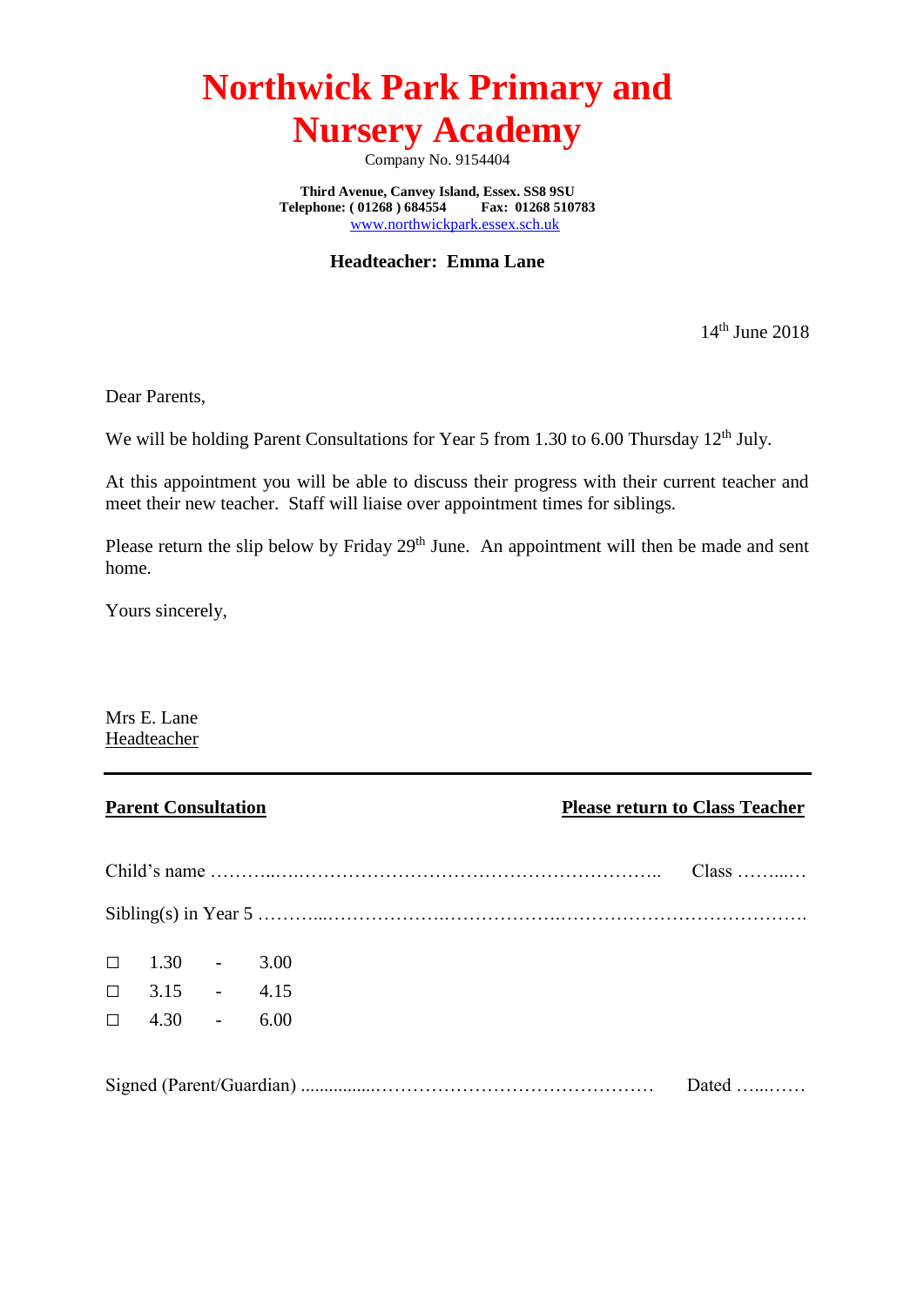# Northwick Park Primary and Nursery Academy

Company No. 9154404

**Third Avenue, Canvey Island, Essex. SS8 9SU**
**Telephone: ( 01268 ) 684554 Fax: 01268 510783**
www.northwickpark.essex.sch.uk

**Headteacher: Emma Lane**

14th June 2018

Dear Parents,

We will be holding Parent Consultations for Year 5 from 1.30 to 6.00 Thursday 12th July.

At this appointment you will be able to discuss their progress with their current teacher and meet their new teacher. Staff will liaise over appointment times for siblings.

Please return the slip below by Friday 29th June. An appointment will then be made and sent home.

Yours sincerely,

Mrs E. Lane
Headteacher

---

**Parent Consultation** **Please return to Class Teacher**

Child's name ……………………………………………………………………….. Class ………

Sibling(s) in Year 5 ……………………………………………………………………………….

☐ 1.30 - 3.00
☐ 3.15 - 4.15
☐ 4.30 - 6.00

Signed (Parent/Guardian) ………………………………………………………… Dated ……………